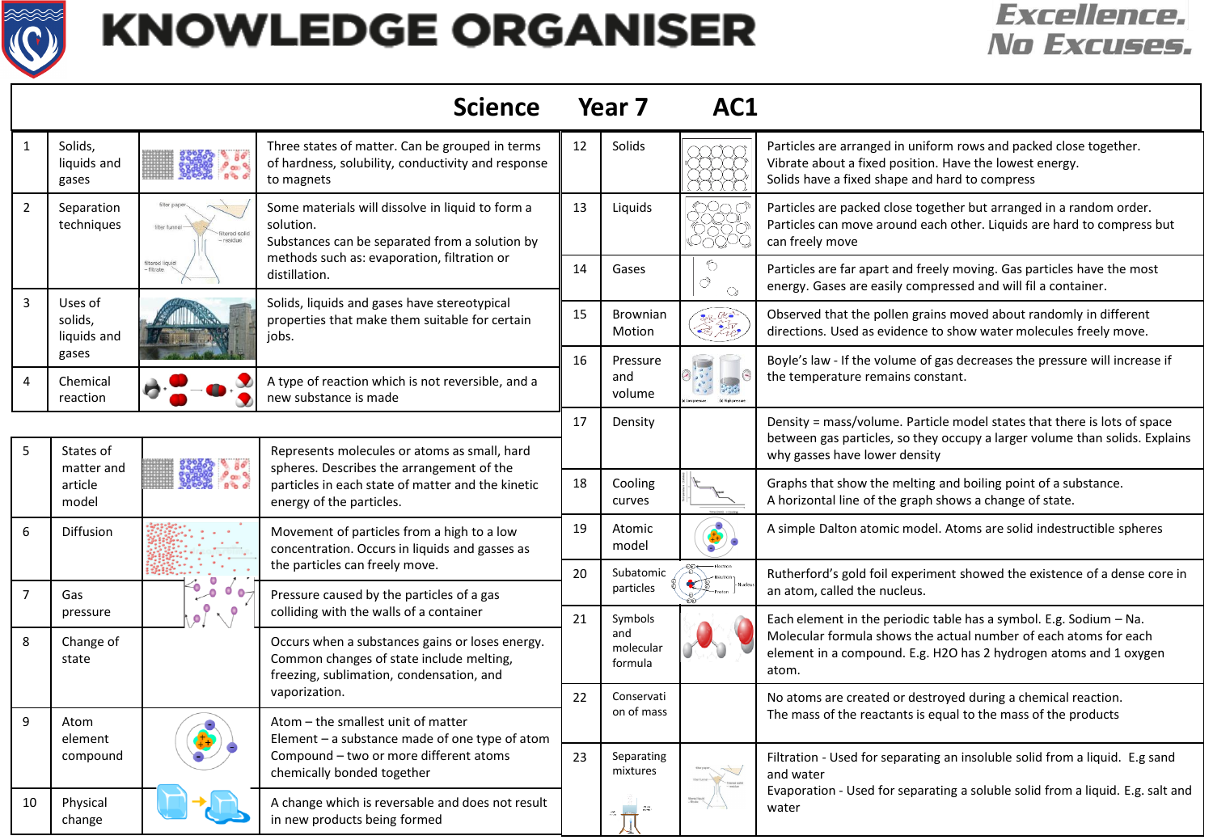# KNOWLEDGE ORGANISER

**Excellence. No Excuses.**

## Science Year 7 AC1

| # | Topic | Description |
|---|---|---|
| 1 | Solids, liquids and gases | Three states of matter. Can be grouped in terms of hardness, solubility, conductivity and response to magnets |
| 2 | Separation techniques | Some materials will dissolve in liquid to form a solution. Substances can be separated from a solution by methods such as: evaporation, filtration or distillation. |
| 3 | Uses of solids, liquids and gases | Solids, liquids and gases have stereotypical properties that make them suitable for certain jobs. |
| 4 | Chemical reaction | A type of reaction which is not reversible, and a new substance is made |
| 5 | States of matter article model | Represents molecules or atoms as small, hard spheres. Describes the arrangement of the particles in each state of matter and the kinetic energy of the particles. |
| 6 | Diffusion | Movement of particles from a high to a low concentration. Occurs in liquids and gasses as the particles can freely move. |
| 7 | Gas pressure | Pressure caused by the particles of a gas colliding with the walls of a container |
| 8 | Change of state | Occurs when a substances gains or loses energy. Common changes of state include melting, freezing, sublimation, condensation, and vaporization. |
| 9 | Atom element compound | Atom – the smallest unit of matter<br>Element – a substance made of one type of atom<br>Compound – two or more different atoms chemically bonded together |
| 10 | Physical change | A change which is reversable and does not result in new products being formed |
| 12 | Solids | Particles are arranged in uniform rows and packed close together. Vibrate about a fixed position. Have the lowest energy. Solids have a fixed shape and hard to compress |
| 13 | Liquids | Particles are packed close together but arranged in a random order. Particles can move around each other. Liquids are hard to compress but can freely move |
| 14 | Gases | Particles are far apart and freely moving. Gas particles have the most energy. Gases are easily compressed and will fil a container. |
| 15 | Brownian Motion | Observed that the pollen grains moved about randomly in different directions. Used as evidence to show water molecules freely move. |
| 16 | Pressure and volume | Boyle's law - If the volume of gas decreases the pressure will increase if the temperature remains constant. |
| 17 | Density | Density = mass/volume. Particle model states that there is lots of space between gas particles, so they occupy a larger volume than solids. Explains why gasses have lower density |
| 18 | Cooling curves | Graphs that show the melting and boiling point of a substance. A horizontal line of the graph shows a change of state. |
| 19 | Atomic model | A simple Dalton atomic model. Atoms are solid indestructible spheres |
| 20 | Subatomic particles | Rutherford's gold foil experiment showed the existence of a dense core in an atom, called the nucleus. |
| 21 | Symbols and molecular formula | Each element in the periodic table has a symbol. E.g. Sodium – Na. Molecular formula shows the actual number of each atoms for each element in a compound. E.g. H2O has 2 hydrogen atoms and 1 oxygen atom. |
| 22 | Conservation of mass | No atoms are created or destroyed during a chemical reaction. The mass of the reactants is equal to the mass of the products |
| 23 | Separating mixtures | Filtration - Used for separating an insoluble solid from a liquid. E.g sand and water<br>Evaporation - Used for separating a soluble solid from a liquid. E.g. salt and water |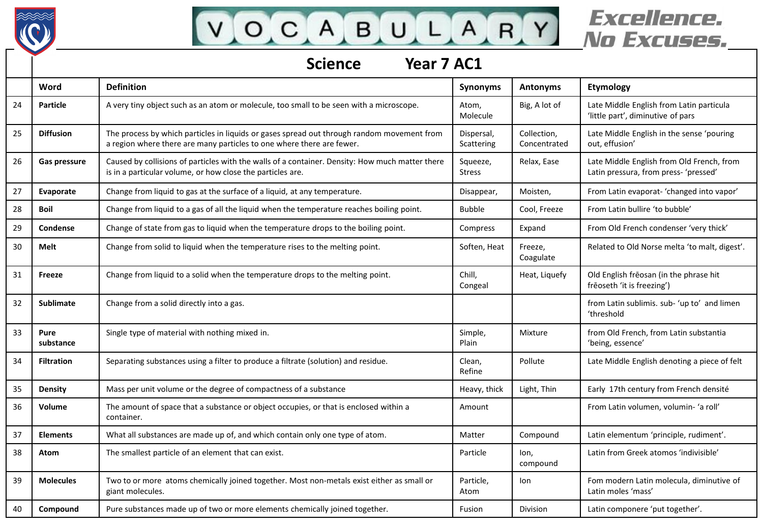# VOCABULARY

**Excellence. No Excuses.**

## Science Year 7 AC1

| | Word | Definition | Synonyms | Antonyms | Etymology |
|---|---|---|---|---|---|
| 24 | **Particle** | A very tiny object such as an atom or molecule, too small to be seen with a microscope. | Atom, Molecule | Big, A lot of | Late Middle English from Latin particula 'little part', diminutive of pars |
| 25 | **Diffusion** | The process by which particles in liquids or gases spread out through random movement from a region where there are many particles to one where there are fewer. | Dispersal, Scattering | Collection, Concentrated | Late Middle English in the sense 'pouring out, effusion' |
| 26 | **Gas pressure** | Caused by collisions of particles with the walls of a container. Density: How much matter there is in a particular volume, or how close the particles are. | Squeeze, Stress | Relax, Ease | Late Middle English from Old French, from Latin pressura, from press- 'pressed' |
| 27 | **Evaporate** | Change from liquid to gas at the surface of a liquid, at any temperature. | Disappear, | Moisten, | From Latin evaporat- 'changed into vapor' |
| 28 | **Boil** | Change from liquid to a gas of all the liquid when the temperature reaches boiling point. | Bubble | Cool, Freeze | From Latin bullire 'to bubble' |
| 29 | **Condense** | Change of state from gas to liquid when the temperature drops to the boiling point. | Compress | Expand | From Old French condenser 'very thick' |
| 30 | **Melt** | Change from solid to liquid when the temperature rises to the melting point. | Soften, Heat | Freeze, Coagulate | Related to Old Norse melta 'to malt, digest'. |
| 31 | **Freeze** | Change from liquid to a solid when the temperature drops to the melting point. | Chill, Congeal | Heat, Liquefy | Old English frēosan (in the phrase hit frēoseth 'it is freezing') |
| 32 | **Sublimate** | Change from a solid directly into a gas. | | | from Latin sublimis. sub- 'up to' and limen 'threshold |
| 33 | **Pure substance** | Single type of material with nothing mixed in. | Simple, Plain | Mixture | from Old French, from Latin substantia 'being, essence' |
| 34 | **Filtration** | Separating substances using a filter to produce a filtrate (solution) and residue. | Clean, Refine | Pollute | Late Middle English denoting a piece of felt |
| 35 | **Density** | Mass per unit volume or the degree of compactness of a substance | Heavy, thick | Light, Thin | Early 17th century from French densité |
| 36 | **Volume** | The amount of space that a substance or object occupies, or that is enclosed within a container. | Amount | | From Latin volumen, volumin- 'a roll' |
| 37 | **Elements** | What all substances are made up of, and which contain only one type of atom. | Matter | Compound | Latin elementum 'principle, rudiment'. |
| 38 | **Atom** | The smallest particle of an element that can exist. | Particle | Ion, compound | Latin from Greek atomos 'indivisible' |
| 39 | **Molecules** | Two to or more atoms chemically joined together. Most non-metals exist either as small or giant molecules. | Particle, Atom | Ion | Fom modern Latin molecula, diminutive of Latin moles 'mass' |
| 40 | **Compound** | Pure substances made up of two or more elements chemically joined together. | Fusion | Division | Latin componere 'put together'. |